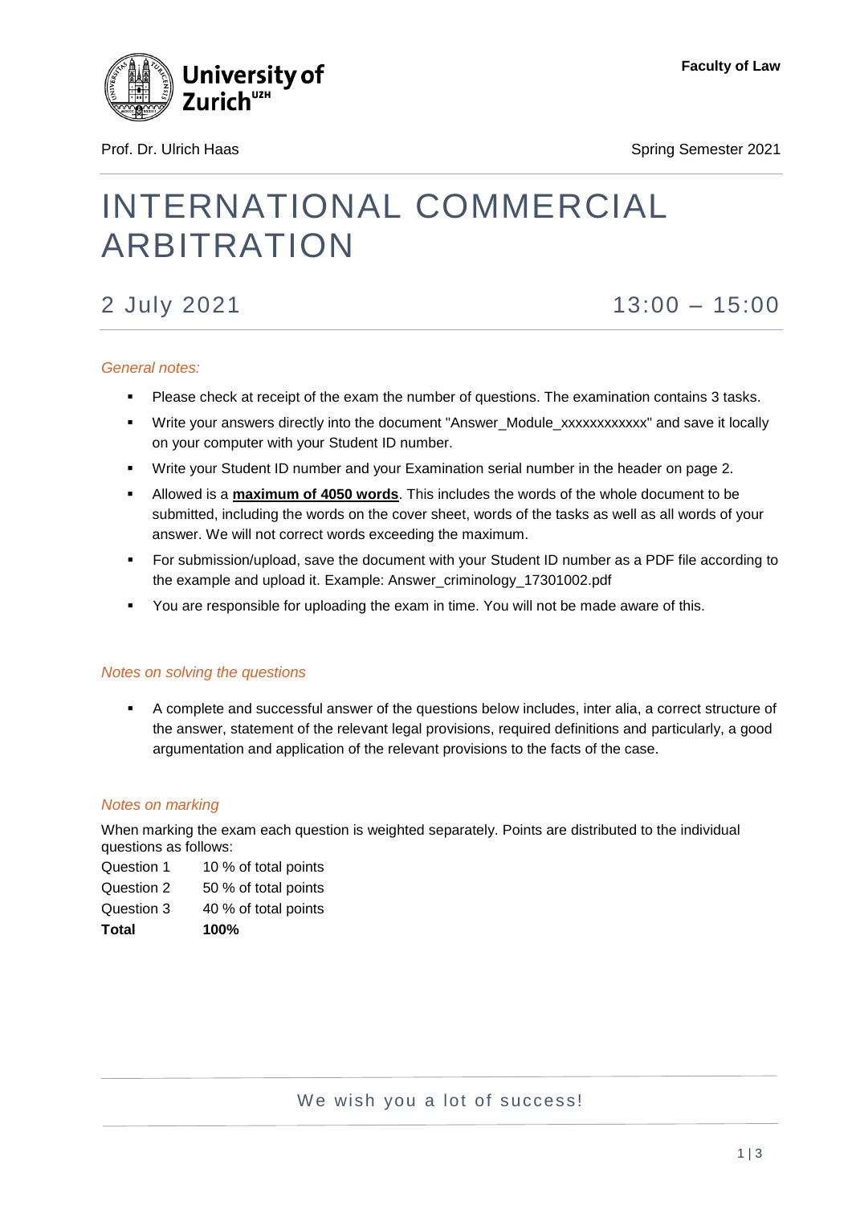Faculty of Law

Prof. Dr. Ulrich Haas

Spring Semester 2021

# INTERNATIONAL COMMERCIAL ARBITRATION

## 2 July 2021 13:00 – 15:00

*General notes:*

- Please check at receipt of the exam the number of questions. The examination contains 3 tasks.
- Write your answers directly into the document "Answer_Module_xxxxxxxxxxxx" and save it locally on your computer with your Student ID number.
- Write your Student ID number and your Examination serial number in the header on page 2.
- Allowed is a **maximum of 4050 words**. This includes the words of the whole document to be submitted, including the words on the cover sheet, words of the tasks as well as all words of your answer. We will not correct words exceeding the maximum.
- For submission/upload, save the document with your Student ID number as a PDF file according to the example and upload it. Example: Answer_criminology_17301002.pdf
- You are responsible for uploading the exam in time. You will not be made aware of this.

*Notes on solving the questions*

- A complete and successful answer of the questions below includes, inter alia, a correct structure of the answer, statement of the relevant legal provisions, required definitions and particularly, a good argumentation and application of the relevant provisions to the facts of the case.

*Notes on marking*

When marking the exam each question is weighted separately. Points are distributed to the individual questions as follows:

| | |
|---|---|
| Question 1 | 10 % of total points |
| Question 2 | 50 % of total points |
| Question 3 | 40 % of total points |
| **Total** | **100%** |

We wish you a lot of success!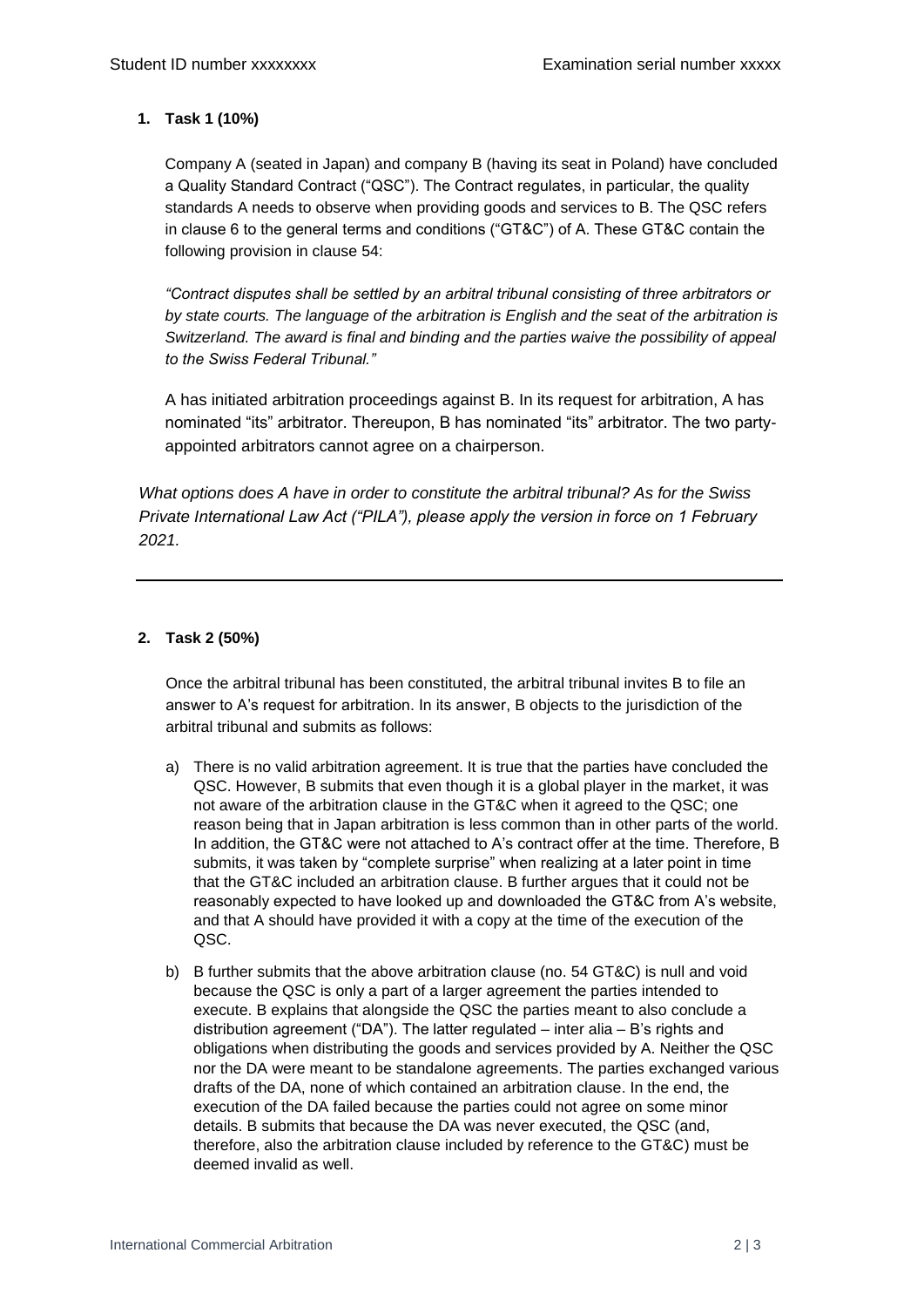## 1. Task 1 (10%)

Company A (seated in Japan) and company B (having its seat in Poland) have concluded a Quality Standard Contract ("QSC"). The Contract regulates, in particular, the quality standards A needs to observe when providing goods and services to B. The QSC refers in clause 6 to the general terms and conditions ("GT&C") of A. These GT&C contain the following provision in clause 54:

*"Contract disputes shall be settled by an arbitral tribunal consisting of three arbitrators or by state courts. The language of the arbitration is English and the seat of the arbitration is Switzerland. The award is final and binding and the parties waive the possibility of appeal to the Swiss Federal Tribunal."*

A has initiated arbitration proceedings against B. In its request for arbitration, A has nominated "its" arbitrator. Thereupon, B has nominated "its" arbitrator. The two party-appointed arbitrators cannot agree on a chairperson.

*What options does A have in order to constitute the arbitral tribunal? As for the Swiss Private International Law Act ("PILA"), please apply the version in force on 1 February 2021.*

---

## 2. Task 2 (50%)

Once the arbitral tribunal has been constituted, the arbitral tribunal invites B to file an answer to A's request for arbitration. In its answer, B objects to the jurisdiction of the arbitral tribunal and submits as follows:

a) There is no valid arbitration agreement. It is true that the parties have concluded the QSC. However, B submits that even though it is a global player in the market, it was not aware of the arbitration clause in the GT&C when it agreed to the QSC; one reason being that in Japan arbitration is less common than in other parts of the world. In addition, the GT&C were not attached to A's contract offer at the time. Therefore, B submits, it was taken by "complete surprise" when realizing at a later point in time that the GT&C included an arbitration clause. B further argues that it could not be reasonably expected to have looked up and downloaded the GT&C from A's website, and that A should have provided it with a copy at the time of the execution of the QSC.

b) B further submits that the above arbitration clause (no. 54 GT&C) is null and void because the QSC is only a part of a larger agreement the parties intended to execute. B explains that alongside the QSC the parties meant to also conclude a distribution agreement ("DA"). The latter regulated – inter alia – B's rights and obligations when distributing the goods and services provided by A. Neither the QSC nor the DA were meant to be standalone agreements. The parties exchanged various drafts of the DA, none of which contained an arbitration clause. In the end, the execution of the DA failed because the parties could not agree on some minor details. B submits that because the DA was never executed, the QSC (and, therefore, also the arbitration clause included by reference to the GT&C) must be deemed invalid as well.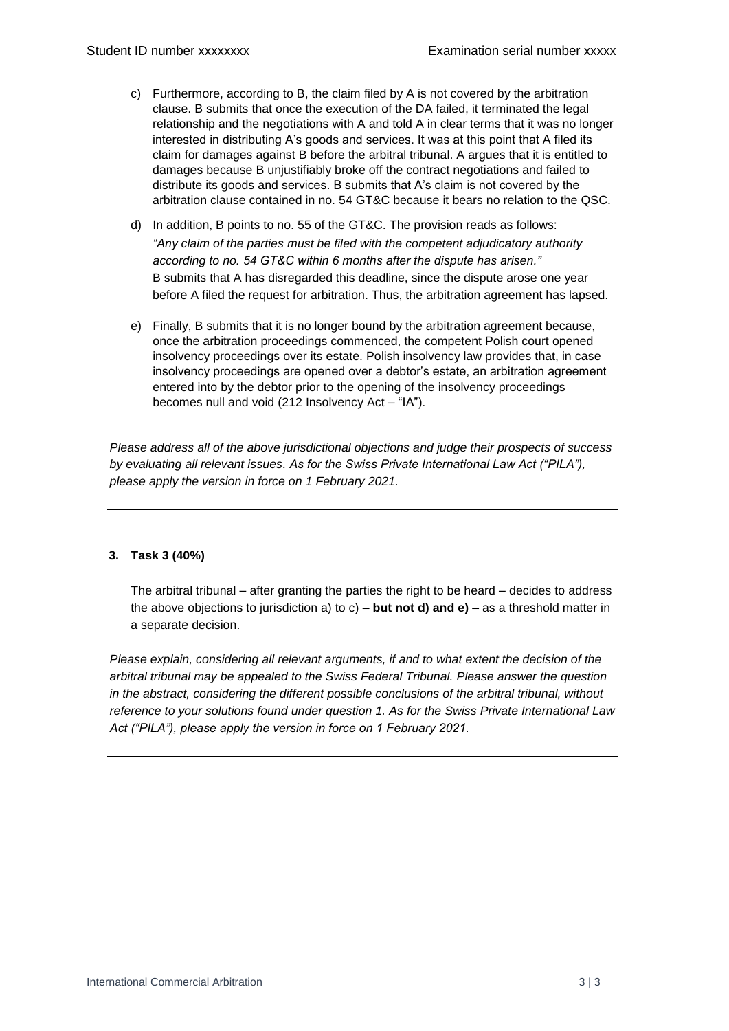c) Furthermore, according to B, the claim filed by A is not covered by the arbitration clause. B submits that once the execution of the DA failed, it terminated the legal relationship and the negotiations with A and told A in clear terms that it was no longer interested in distributing A's goods and services. It was at this point that A filed its claim for damages against B before the arbitral tribunal. A argues that it is entitled to damages because B unjustifiably broke off the contract negotiations and failed to distribute its goods and services. B submits that A's claim is not covered by the arbitration clause contained in no. 54 GT&C because it bears no relation to the QSC.

d) In addition, B points to no. 55 of the GT&C. The provision reads as follows:
*"Any claim of the parties must be filed with the competent adjudicatory authority according to no. 54 GT&C within 6 months after the dispute has arisen."*
B submits that A has disregarded this deadline, since the dispute arose one year before A filed the request for arbitration. Thus, the arbitration agreement has lapsed.

e) Finally, B submits that it is no longer bound by the arbitration agreement because, once the arbitration proceedings commenced, the competent Polish court opened insolvency proceedings over its estate. Polish insolvency law provides that, in case insolvency proceedings are opened over a debtor's estate, an arbitration agreement entered into by the debtor prior to the opening of the insolvency proceedings becomes null and void (212 Insolvency Act – "IA").

*Please address all of the above jurisdictional objections and judge their prospects of success by evaluating all relevant issues. As for the Swiss Private International Law Act ("PILA"), please apply the version in force on 1 February 2021.*

---

### 3. Task 3 (40%)

The arbitral tribunal – after granting the parties the right to be heard – decides to address the above objections to jurisdiction a) to c) – **but not d) and e)** – as a threshold matter in a separate decision.

*Please explain, considering all relevant arguments, if and to what extent the decision of the arbitral tribunal may be appealed to the Swiss Federal Tribunal. Please answer the question in the abstract, considering the different possible conclusions of the arbitral tribunal, without reference to your solutions found under question 1. As for the Swiss Private International Law Act ("PILA"), please apply the version in force on 1 February 2021.*

---